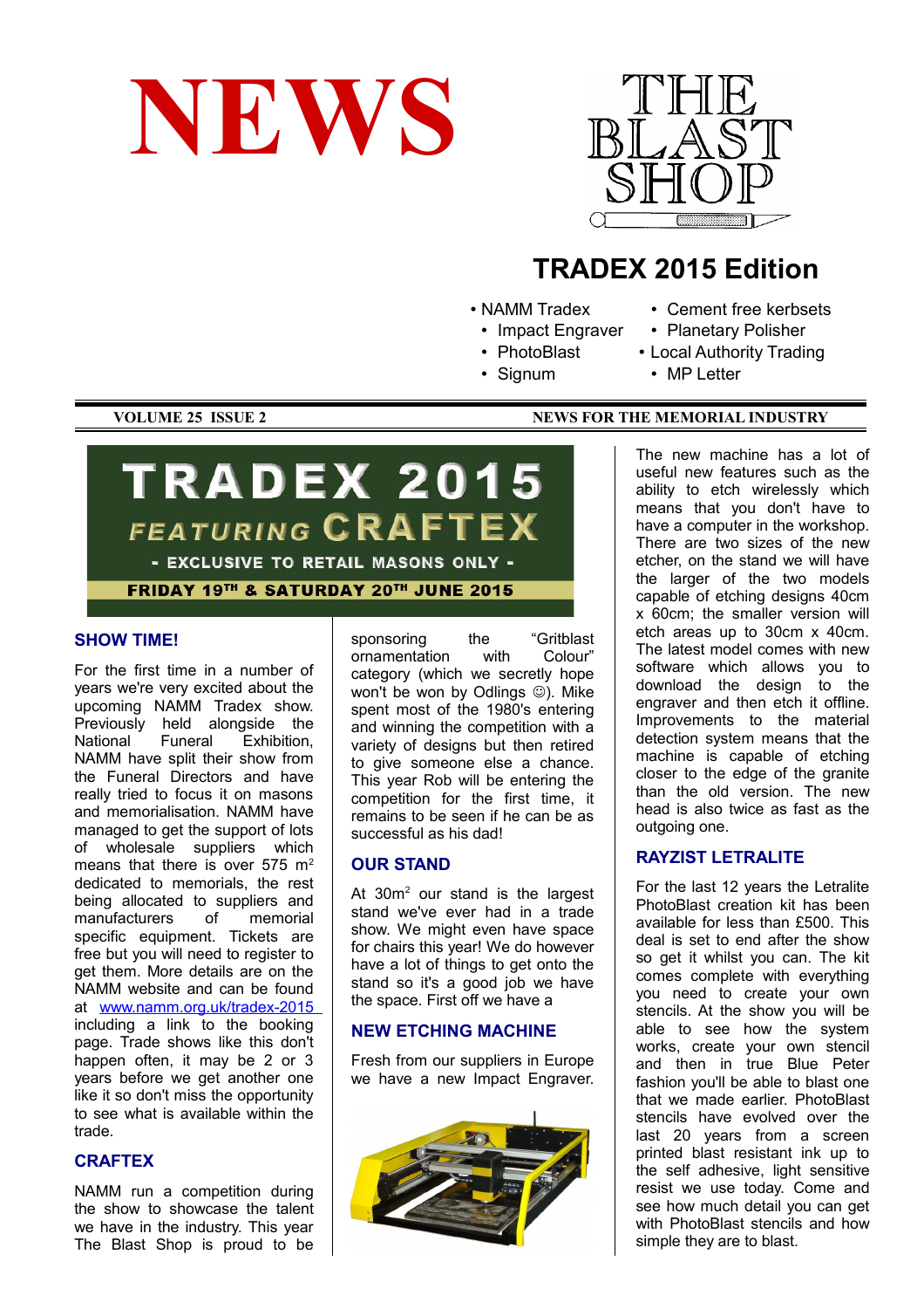# NEWS

THE BLAST SHOP

## TRADEX 2015 Edition

- NAMM Tradex
- Impact Engraver
- PhotoBlast
- Signum
- Cement free kerbsets
- Planetary Polisher
- Local Authority Trading
- MP Letter

VOLUME 25 ISSUE 2 — NEWS FOR THE MEMORIAL INDUSTRY

**TRADEX 2015**
**FEATURING CRAFTEX**
**- EXCLUSIVE TO RETAIL MASONS ONLY -**
**FRIDAY 19TH & SATURDAY 20TH JUNE 2015**

### SHOW TIME!

For the first time in a number of years we're very excited about the upcoming NAMM Tradex show. Previously held alongside the National Funeral Exhibition, NAMM have split their show from the Funeral Directors and have really tried to focus it on masons and memorialisation. NAMM have managed to get the support of lots of wholesale suppliers which means that there is over 575 $m^2$ dedicated to memorials, the rest being allocated to suppliers and manufacturers of memorial specific equipment. Tickets are free but you will need to register to get them. More details are on the NAMM website and can be found at www.namm.org.uk/tradex-2015 including a link to the booking page. Trade shows like this don't happen often, it may be 2 or 3 years before we get another one like it so don't miss the opportunity to see what is available within the trade.

### CRAFTEX

NAMM run a competition during the show to showcase the talent we have in the industry. This year The Blast Shop is proud to be sponsoring the "Gritblast ornamentation with Colour" category (which we secretly hope won't be won by Odlings ☺). Mike spent most of the 1980's entering and winning the competition with a variety of designs but then retired to give someone else a chance. This year Rob will be entering the competition for the first time, it remains to be seen if he can be as successful as his dad!

### OUR STAND

At 30$m^2$ our stand is the largest stand we've ever had in a trade show. We might even have space for chairs this year! We do however have a lot of things to get onto the stand so it's a good job we have the space. First off we have a

### NEW ETCHING MACHINE

Fresh from our suppliers in Europe we have a new Impact Engraver.

The new machine has a lot of useful new features such as the ability to etch wirelessly which means that you don't have to have a computer in the workshop. There are two sizes of the new etcher, on the stand we will have the larger of the two models capable of etching designs 40cm x 60cm; the smaller version will etch areas up to 30cm x 40cm. The latest model comes with new software which allows you to download the design to the engraver and then etch it offline. Improvements to the material detection system means that the machine is capable of etching closer to the edge of the granite than the old version. The new head is also twice as fast as the outgoing one.

### RAYZIST LETRALITE

For the last 12 years the Letralite PhotoBlast creation kit has been available for less than £500. This deal is set to end after the show so get it whilst you can. The kit comes complete with everything you need to create your own stencils. At the show you will be able to see how the system works, create your own stencil and then in true Blue Peter fashion you'll be able to blast one that we made earlier. PhotoBlast stencils have evolved over the last 20 years from a screen printed blast resistant ink up to the self adhesive, light sensitive resist we use today. Come and see how much detail you can get with PhotoBlast stencils and how simple they are to blast.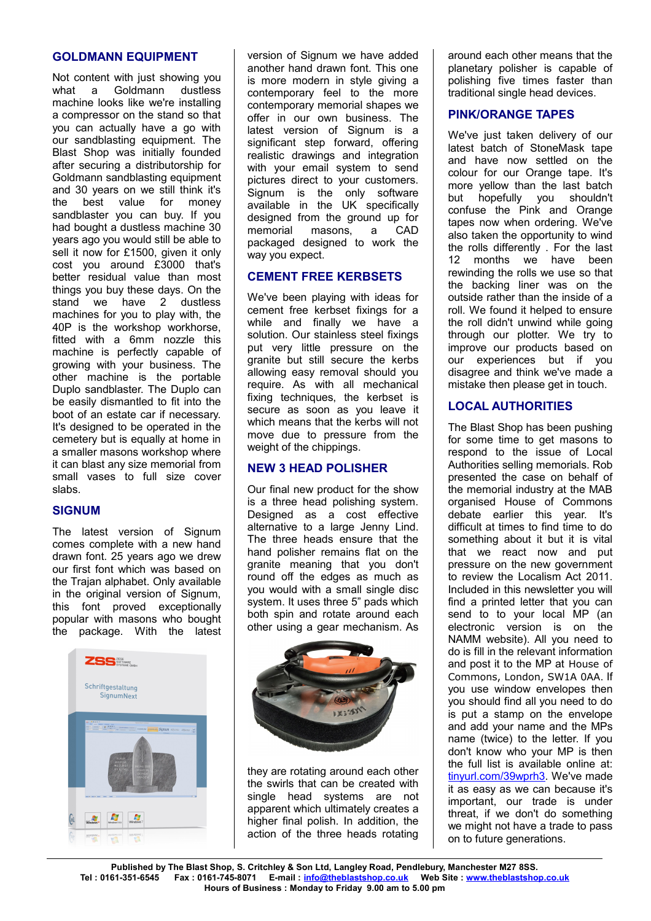## GOLDMANN EQUIPMENT

Not content with just showing you what a Goldmann dustless machine looks like we're installing a compressor on the stand so that you can actually have a go with our sandblasting equipment. The Blast Shop was initially founded after securing a distributorship for Goldmann sandblasting equipment and 30 years on we still think it's the best value for money sandblaster you can buy. If you had bought a dustless machine 30 years ago you would still be able to sell it now for £1500, given it only cost you around £3000 that's better residual value than most things you buy these days. On the stand we have 2 dustless machines for you to play with, the 40P is the workshop workhorse, fitted with a 6mm nozzle this machine is perfectly capable of growing with your business. The other machine is the portable Duplo sandblaster. The Duplo can be easily dismantled to fit into the boot of an estate car if necessary. It's designed to be operated in the cemetery but is equally at home in a smaller masons workshop where it can blast any size memorial from small vases to full size cover slabs.

## SIGNUM

The latest version of Signum comes complete with a new hand drawn font. 25 years ago we drew our first font which was based on the Trajan alphabet. Only available in the original version of Signum, this font proved exceptionally popular with masons who bought the package. With the latest version of Signum we have added another hand drawn font. This one is more modern in style giving a contemporary feel to the more contemporary memorial shapes we offer in our own business. The latest version of Signum is a significant step forward, offering realistic drawings and integration with your email system to send pictures direct to your customers. Signum is the only software available in the UK specifically designed from the ground up for memorial masons, a CAD packaged designed to work the way you expect.

## CEMENT FREE KERBSETS

We've been playing with ideas for cement free kerbset fixings for a while and finally we have a solution. Our stainless steel fixings put very little pressure on the granite but still secure the kerbs allowing easy removal should you require. As with all mechanical fixing techniques, the kerbset is secure as soon as you leave it which means that the kerbs will not move due to pressure from the weight of the chippings.

## NEW 3 HEAD POLISHER

Our final new product for the show is a three head polishing system. Designed as a cost effective alternative to a large Jenny Lind. The three heads ensure that the hand polisher remains flat on the granite meaning that you don't round off the edges as much as you would with a small single disc system. It uses three 5" pads which both spin and rotate around each other using a gear mechanism. As they are rotating around each other the swirls that can be created with single head systems are not apparent which ultimately creates a higher final polish. In addition, the action of the three heads rotating around each other means that the planetary polisher is capable of polishing five times faster than traditional single head devices.

## PINK/ORANGE TAPES

We've just taken delivery of our latest batch of StoneMask tape and have now settled on the colour for our Orange tape. It's more yellow than the last batch but hopefully you shouldn't confuse the Pink and Orange tapes now when ordering. We've also taken the opportunity to wind the rolls differently . For the last 12 months we have been rewinding the rolls we use so that the backing liner was on the outside rather than the inside of a roll. We found it helped to ensure the roll didn't unwind while going through our plotter. We try to improve our products based on our experiences but if you disagree and think we've made a mistake then please get in touch.

## LOCAL AUTHORITIES

The Blast Shop has been pushing for some time to get masons to respond to the issue of Local Authorities selling memorials. Rob presented the case on behalf of the memorial industry at the MAB organised House of Commons debate earlier this year. It's difficult at times to find time to do something about it but it is vital that we react now and put pressure on the new government to review the Localism Act 2011. Included in this newsletter you will find a printed letter that you can send to to your local MP (an electronic version is on the NAMM website). All you need to do is fill in the relevant information and post it to the MP at House of Commons, London, SW1A 0AA. If you use window envelopes then you should find all you need to do is put a stamp on the envelope and add your name and the MPs name (twice) to the letter. If you don't know who your MP is then the full list is available online at: tinyurl.com/39wprh3. We've made it as easy as we can because it's important, our trade is under threat, if we don't do something we might not have a trade to pass on to future generations.

**Published by The Blast Shop, S. Critchley & Son Ltd, Langley Road, Pendlebury, Manchester M27 8SS.**
**Tel : 0161-351-6545 Fax : 0161-745-8071 E-mail : info@theblastshop.co.uk Web Site : www.theblastshop.co.uk**
**Hours of Business : Monday to Friday 9.00 am to 5.00 pm**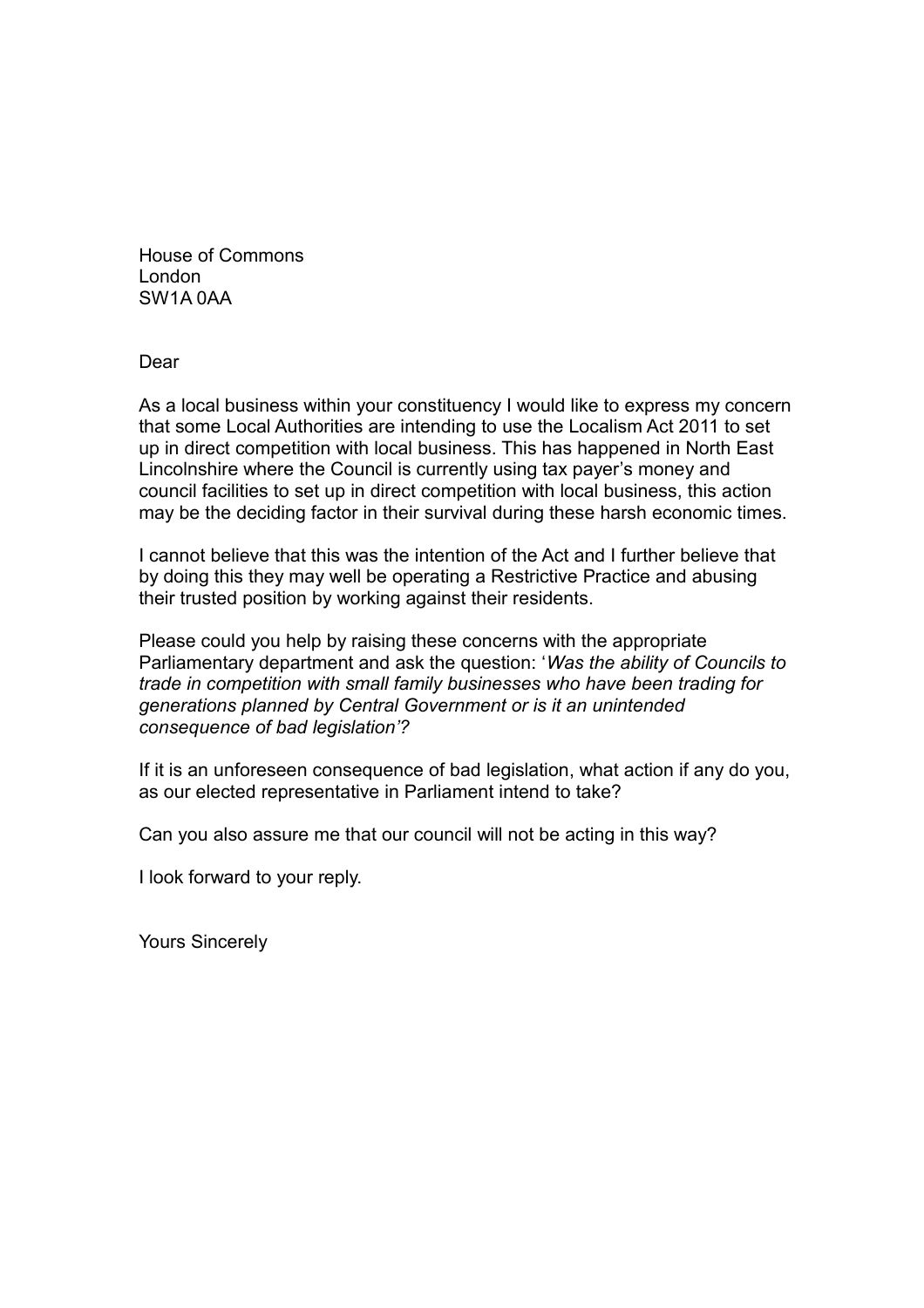House of Commons
London
SW1A 0AA

Dear

As a local business within your constituency I would like to express my concern that some Local Authorities are intending to use the Localism Act 2011 to set up in direct competition with local business. This has happened in North East Lincolnshire where the Council is currently using tax payer's money and council facilities to set up in direct competition with local business, this action may be the deciding factor in their survival during these harsh economic times.

I cannot believe that this was the intention of the Act and I further believe that by doing this they may well be operating a Restrictive Practice and abusing their trusted position by working against their residents.

Please could you help by raising these concerns with the appropriate Parliamentary department and ask the question: '*Was the ability of Councils to trade in competition with small family businesses who have been trading for generations planned by Central Government or is it an unintended consequence of bad legislation'?*

If it is an unforeseen consequence of bad legislation, what action if any do you, as our elected representative in Parliament intend to take?

Can you also assure me that our council will not be acting in this way?

I look forward to your reply.

Yours Sincerely